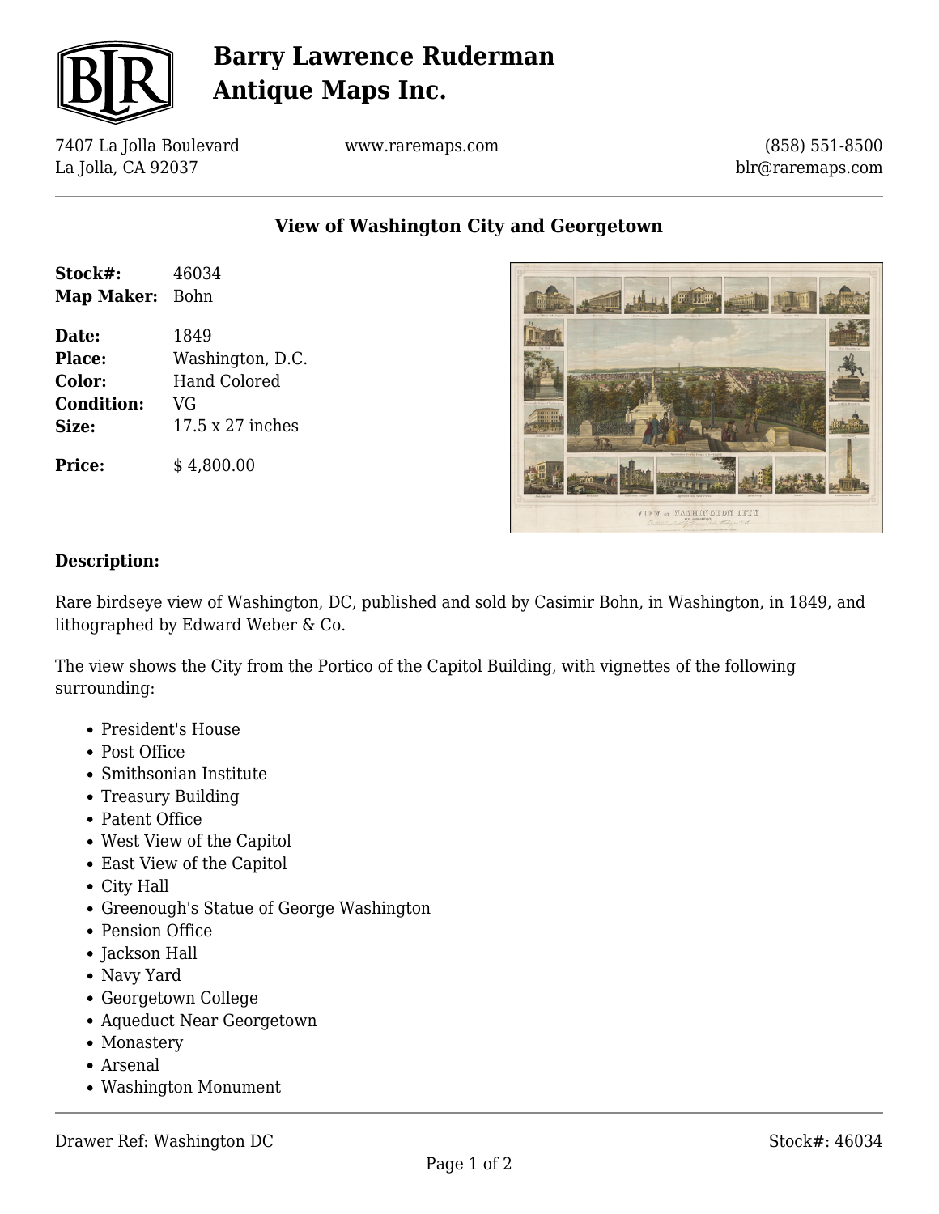# Barry Lawrence Ruderman Antique Maps Inc.

7407 La Jolla Boulevard
La Jolla, CA 92037

www.raremaps.com

(858) 551-8500
blr@raremaps.com

## View of Washington City and Georgetown

**Stock#:** 46034
**Map Maker:** Bohn

**Date:** 1849
**Place:** Washington, D.C.
**Color:** Hand Colored
**Condition:** VG
**Size:** 17.5 x 27 inches

**Price:** $ 4,800.00

### Description:

Rare birdseye view of Washington, DC, published and sold by Casimir Bohn, in Washington, in 1849, and lithographed by Edward Weber & Co.

The view shows the City from the Portico of the Capitol Building, with vignettes of the following surrounding:

- President's House
- Post Office
- Smithsonian Institute
- Treasury Building
- Patent Office
- West View of the Capitol
- East View of the Capitol
- City Hall
- Greenough's Statue of George Washington
- Pension Office
- Jackson Hall
- Navy Yard
- Georgetown College
- Aqueduct Near Georgetown
- Monastery
- Arsenal
- Washington Monument

Drawer Ref: Washington DC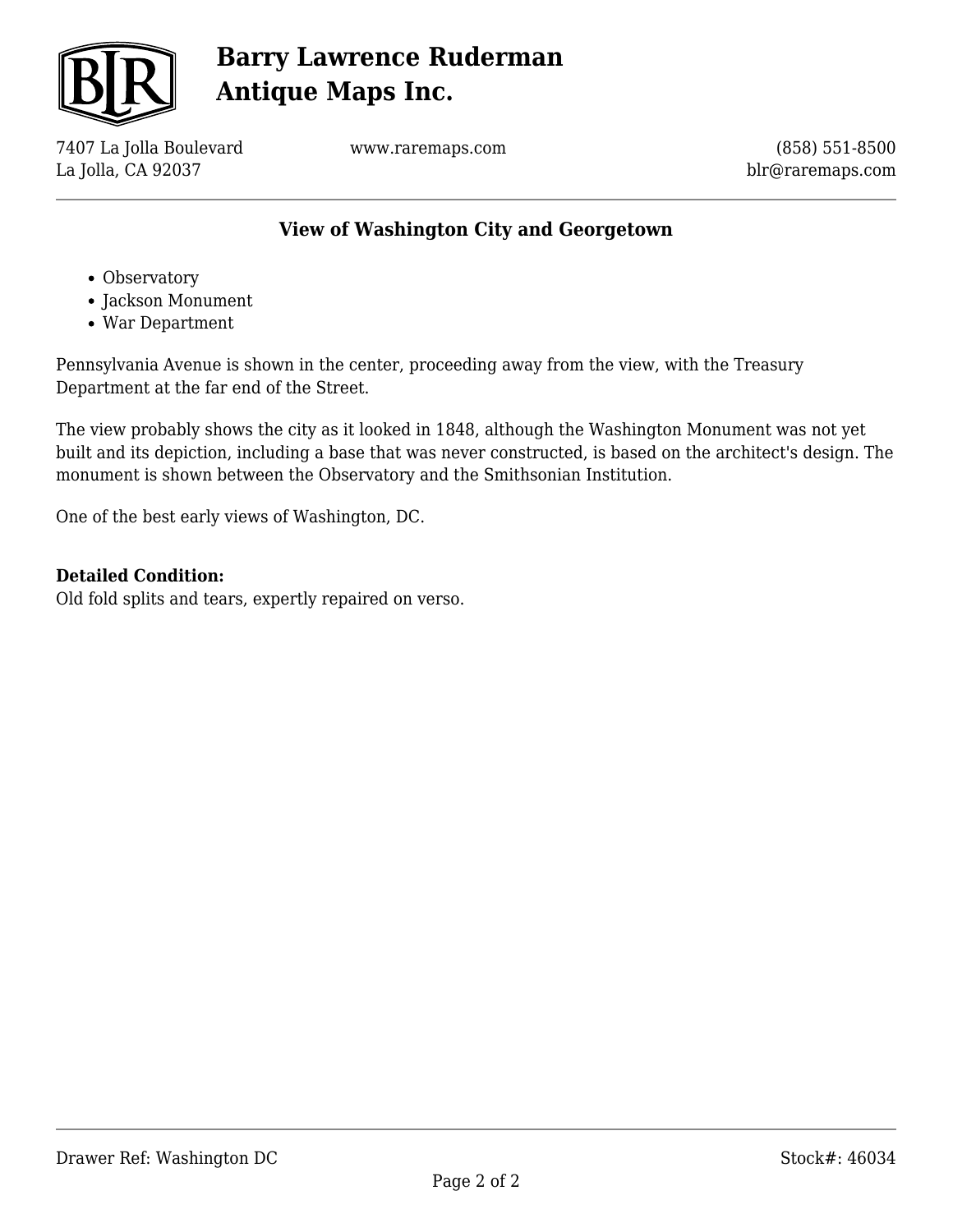## View of Washington City and Georgetown

- Observatory
- Jackson Monument
- War Department

Pennsylvania Avenue is shown in the center, proceeding away from the view, with the Treasury Department at the far end of the Street.

The view probably shows the city as it looked in 1848, although the Washington Monument was not yet built and its depiction, including a base that was never constructed, is based on the architect's design. The monument is shown between the Observatory and the Smithsonian Institution.

One of the best early views of Washington, DC.

**Detailed Condition:**
Old fold splits and tears, expertly repaired on verso.